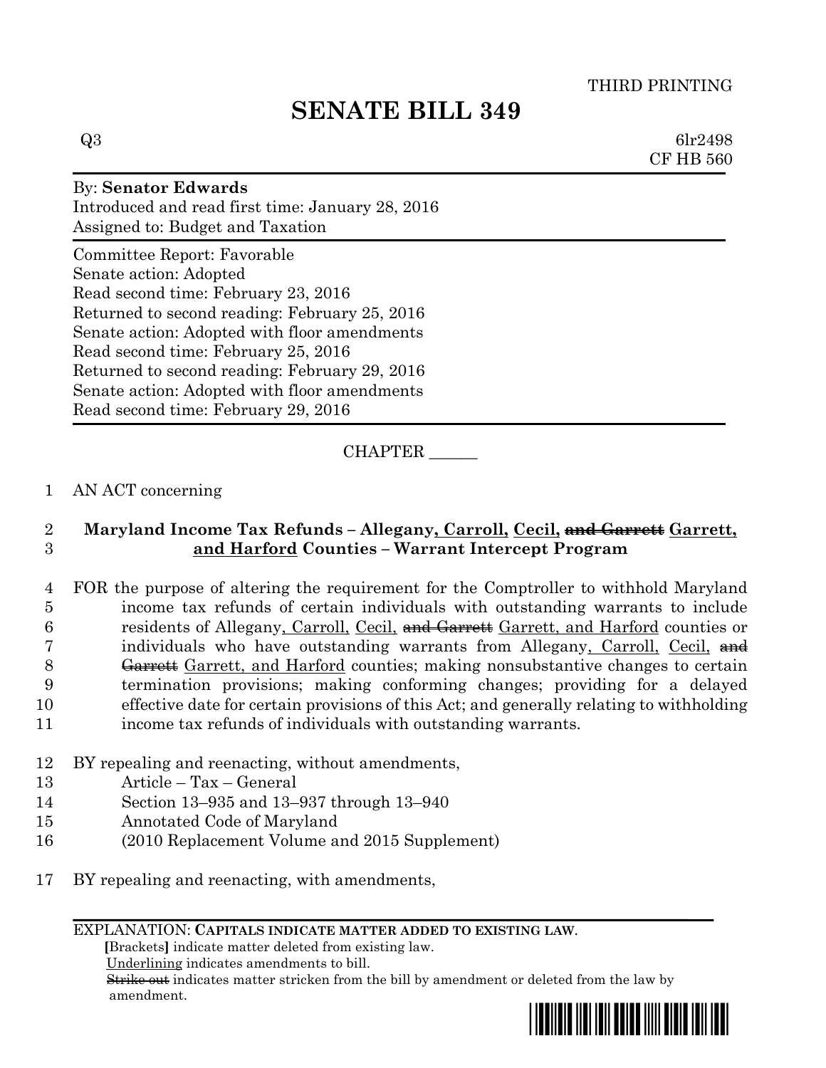THIRD PRINTING

# SENATE BILL 349

Q3 6lr2498
CF HB 560

By: **Senator Edwards**
Introduced and read first time: January 28, 2016
Assigned to: Budget and Taxation

Committee Report: Favorable
Senate action: Adopted
Read second time: February 23, 2016
Returned to second reading: February 25, 2016
Senate action: Adopted with floor amendments
Read second time: February 25, 2016
Returned to second reading: February 29, 2016
Senate action: Adopted with floor amendments
Read second time: February 29, 2016

CHAPTER ______

1 AN ACT concerning

2 **Maryland Income Tax Refunds – Allegany, Carroll, Cecil, ~~and Garrett~~ Garrett,**
3 **and Harford Counties – Warrant Intercept Program**

4 FOR the purpose of altering the requirement for the Comptroller to withhold Maryland
5 income tax refunds of certain individuals with outstanding warrants to include
6 residents of Allegany, Carroll, Cecil, ~~and Garrett~~ Garrett, and Harford counties or
7 individuals who have outstanding warrants from Allegany, Carroll, Cecil, ~~and~~
8 ~~Garrett~~ Garrett, and Harford counties; making nonsubstantive changes to certain
9 termination provisions; making conforming changes; providing for a delayed
10 effective date for certain provisions of this Act; and generally relating to withholding
11 income tax refunds of individuals with outstanding warrants.

12 BY repealing and reenacting, without amendments,
13 Article – Tax – General
14 Section 13–935 and 13–937 through 13–940
15 Annotated Code of Maryland
16 (2010 Replacement Volume and 2015 Supplement)

17 BY repealing and reenacting, with amendments,

EXPLANATION: **CAPITALS INDICATE MATTER ADDED TO EXISTING LAW.**
**[**Brackets**]** indicate matter deleted from existing law.
Underlining indicates amendments to bill.
~~Strike out~~ indicates matter stricken from the bill by amendment or deleted from the law by amendment.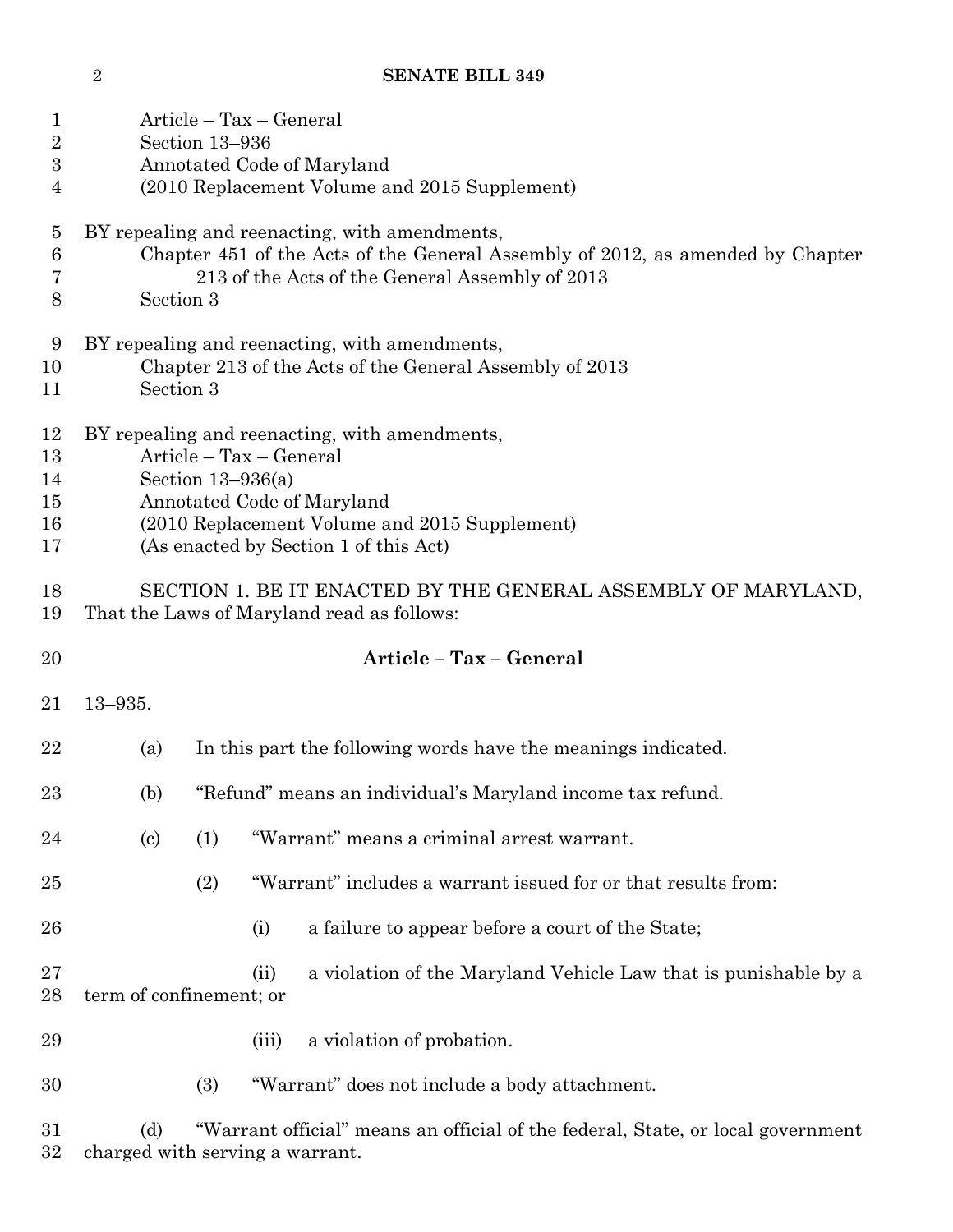Article – Tax – General
Section 13–936
Annotated Code of Maryland
(2010 Replacement Volume and 2015 Supplement)

BY repealing and reenacting, with amendments,
Chapter 451 of the Acts of the General Assembly of 2012, as amended by Chapter 213 of the Acts of the General Assembly of 2013
Section 3

BY repealing and reenacting, with amendments,
Chapter 213 of the Acts of the General Assembly of 2013
Section 3

BY repealing and reenacting, with amendments,
Article – Tax – General
Section 13–936(a)
Annotated Code of Maryland
(2010 Replacement Volume and 2015 Supplement)
(As enacted by Section 1 of this Act)

SECTION 1. BE IT ENACTED BY THE GENERAL ASSEMBLY OF MARYLAND, That the Laws of Maryland read as follows:

## Article – Tax – General

13–935.

(a) In this part the following words have the meanings indicated.

(b) "Refund" means an individual's Maryland income tax refund.

(c) (1) "Warrant" means a criminal arrest warrant.

(2) "Warrant" includes a warrant issued for or that results from:

(i) a failure to appear before a court of the State;

(ii) a violation of the Maryland Vehicle Law that is punishable by a term of confinement; or

(iii) a violation of probation.

(3) "Warrant" does not include a body attachment.

(d) "Warrant official" means an official of the federal, State, or local government charged with serving a warrant.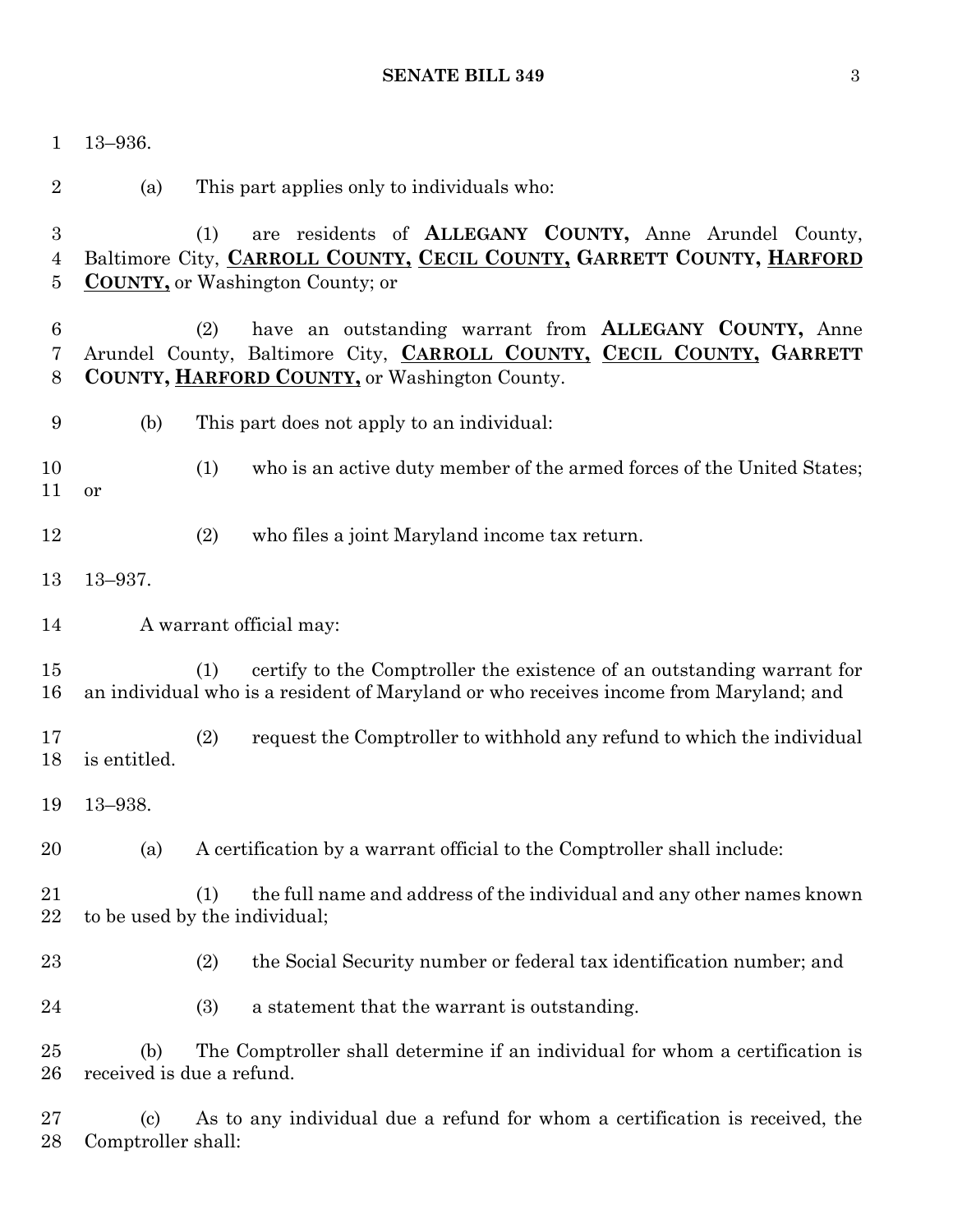13–936.

(a) This part applies only to individuals who:

(1) are residents of **ALLEGANY COUNTY,** Anne Arundel County, Baltimore City, **CARROLL COUNTY, CECIL COUNTY, GARRETT COUNTY, HARFORD COUNTY,** or Washington County; or

(2) have an outstanding warrant from **ALLEGANY COUNTY,** Anne Arundel County, Baltimore City, **CARROLL COUNTY, CECIL COUNTY, GARRETT COUNTY, HARFORD COUNTY,** or Washington County.

(b) This part does not apply to an individual:

(1) who is an active duty member of the armed forces of the United States; or

(2) who files a joint Maryland income tax return.

13–937.

A warrant official may:

(1) certify to the Comptroller the existence of an outstanding warrant for an individual who is a resident of Maryland or who receives income from Maryland; and

(2) request the Comptroller to withhold any refund to which the individual is entitled.

13–938.

(a) A certification by a warrant official to the Comptroller shall include:

(1) the full name and address of the individual and any other names known to be used by the individual;

(2) the Social Security number or federal tax identification number; and

(3) a statement that the warrant is outstanding.

(b) The Comptroller shall determine if an individual for whom a certification is received is due a refund.

(c) As to any individual due a refund for whom a certification is received, the Comptroller shall: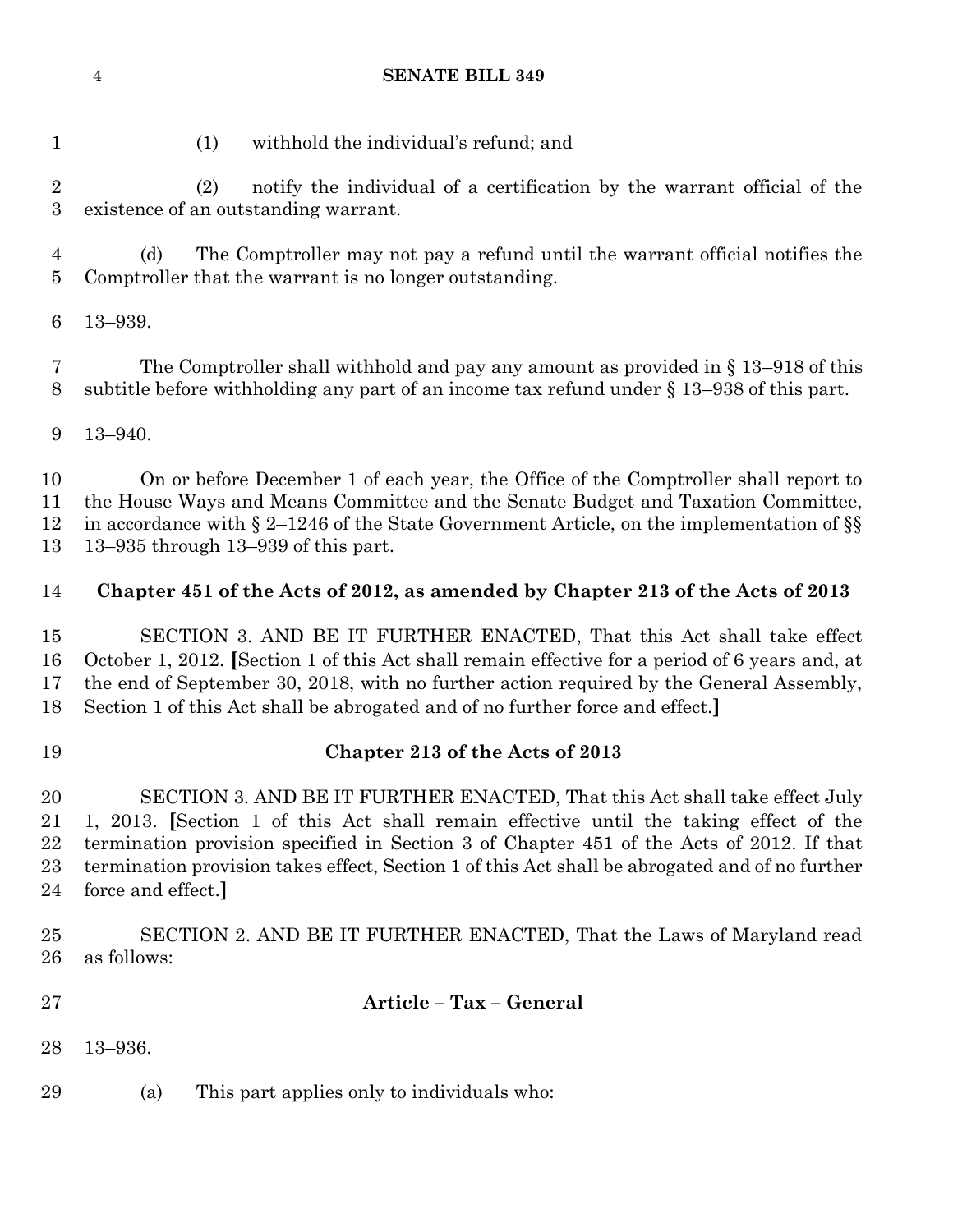(1) withhold the individual's refund; and

(2) notify the individual of a certification by the warrant official of the existence of an outstanding warrant.

(d) The Comptroller may not pay a refund until the warrant official notifies the Comptroller that the warrant is no longer outstanding.

13–939.

The Comptroller shall withhold and pay any amount as provided in § 13–918 of this subtitle before withholding any part of an income tax refund under § 13–938 of this part.

13–940.

On or before December 1 of each year, the Office of the Comptroller shall report to the House Ways and Means Committee and the Senate Budget and Taxation Committee, in accordance with § 2–1246 of the State Government Article, on the implementation of §§ 13–935 through 13–939 of this part.

**Chapter 451 of the Acts of 2012, as amended by Chapter 213 of the Acts of 2013**

SECTION 3. AND BE IT FURTHER ENACTED, That this Act shall take effect October 1, 2012. **[**Section 1 of this Act shall remain effective for a period of 6 years and, at the end of September 30, 2018, with no further action required by the General Assembly, Section 1 of this Act shall be abrogated and of no further force and effect.**]**

**Chapter 213 of the Acts of 2013**

SECTION 3. AND BE IT FURTHER ENACTED, That this Act shall take effect July 1, 2013. **[**Section 1 of this Act shall remain effective until the taking effect of the termination provision specified in Section 3 of Chapter 451 of the Acts of 2012. If that termination provision takes effect, Section 1 of this Act shall be abrogated and of no further force and effect.**]**

SECTION 2. AND BE IT FURTHER ENACTED, That the Laws of Maryland read as follows:

**Article – Tax – General**

13–936.

(a) This part applies only to individuals who: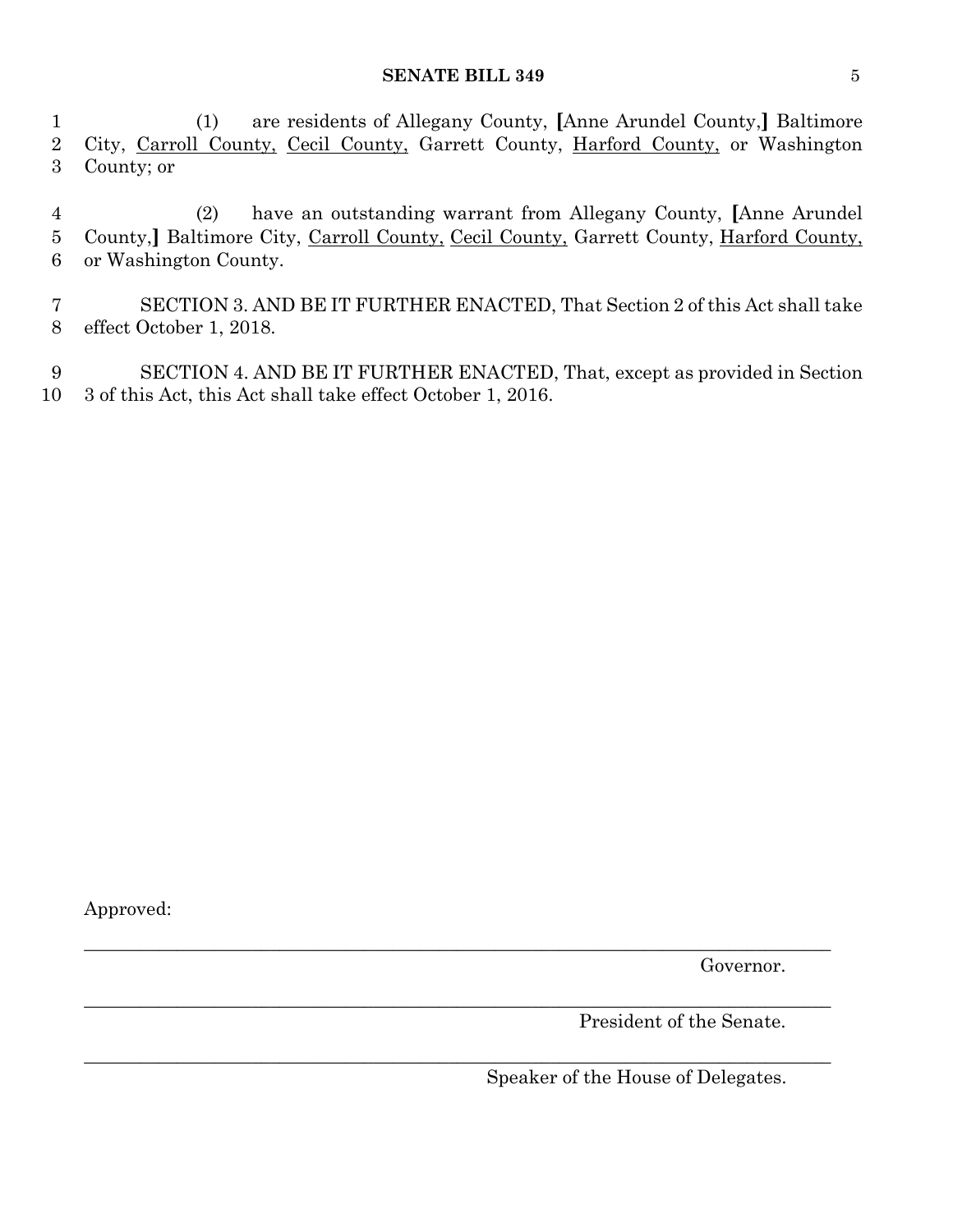(1) are residents of Allegany County, [Anne Arundel County,] Baltimore City, Carroll County, Cecil County, Garrett County, Harford County, or Washington County; or

(2) have an outstanding warrant from Allegany County, [Anne Arundel County,] Baltimore City, Carroll County, Cecil County, Garrett County, Harford County, or Washington County.

SECTION 3. AND BE IT FURTHER ENACTED, That Section 2 of this Act shall take effect October 1, 2018.

SECTION 4. AND BE IT FURTHER ENACTED, That, except as provided in Section 3 of this Act, this Act shall take effect October 1, 2016.

Approved:

_______________________________________________

Governor.

_______________________________________________

President of the Senate.

_______________________________________________

Speaker of the House of Delegates.